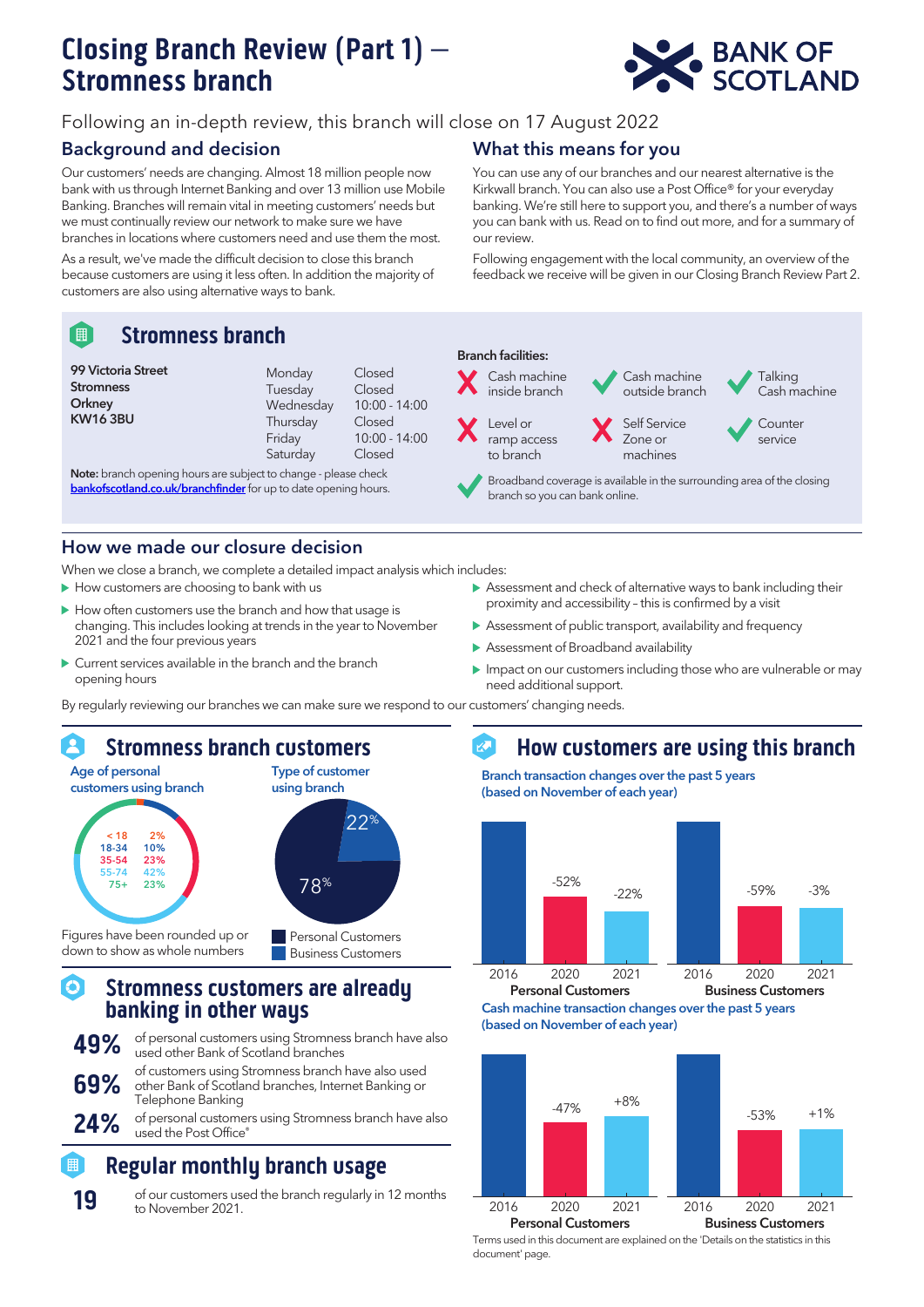# Closing Branch Review (Part 1) – Stromness branch

BANK OF SCOTLAND

Following an in-depth review, this branch will close on 17 August 2022

## Background and decision

Our customers' needs are changing. Almost 18 million people now bank with us through Internet Banking and over 13 million use Mobile Banking. Branches will remain vital in meeting customers' needs but we must continually review our network to make sure we have branches in locations where customers need and use them the most.

As a result, we've made the difficult decision to close this branch because customers are using it less often. In addition the majority of customers are also using alternative ways to bank.

## What this means for you

You can use any of our branches and our nearest alternative is the Kirkwall branch. You can also use a Post Office® for your everyday banking. We're still here to support you, and there's a number of ways you can bank with us. Read on to find out more, and for a summary of our review.

Following engagement with the local community, an overview of the feedback we receive will be given in our Closing Branch Review Part 2.

## Stromness branch

**99 Victoria Street**
**Stromness**
**Orkney**
**KW16 3BU**

| Day | Hours |
|---|---|
| Monday | Closed |
| Tuesday | Closed |
| Wednesday | 10:00 - 14:00 |
| Thursday | Closed |
| Friday | 10:00 - 14:00 |
| Saturday | Closed |

**Note:** branch opening hours are subject to change - please check bankofscotland.co.uk/branchfinder for up to date opening hours.

**Branch facilities:**

- ✗ Cash machine inside branch
- ✓ Cash machine outside branch
- ✓ Talking Cash machine
- ✗ Level or ramp access to branch
- ✗ Self Service Zone or machines
- ✓ Counter service
- ✓ Broadband coverage is available in the surrounding area of the closing branch so you can bank online.

## How we made our closure decision

When we close a branch, we complete a detailed impact analysis which includes:

- How customers are choosing to bank with us
- How often customers use the branch and how that usage is changing. This includes looking at trends in the year to November 2021 and the four previous years
- Current services available in the branch and the branch opening hours
- Assessment and check of alternative ways to bank including their proximity and accessibility – this is confirmed by a visit
- Assessment of public transport, availability and frequency
- Assessment of Broadband availability
- Impact on our customers including those who are vulnerable or may need additional support.

By regularly reviewing our branches we can make sure we respond to our customers' changing needs.

## Stromness branch customers

**Age of personal customers using branch**

| Age | % |
|---|---|
| < 18 | 2% |
| 18-34 | 10% |
| 35-54 | 23% |
| 55-74 | 42% |
| 75+ | 23% |

Figures have been rounded up or down to show as whole numbers

**Type of customer using branch**

| Type | % |
|---|---|
| Personal Customers | 78% |
| Business Customers | 22% |

## Stromness customers are already banking in other ways

**49%** of personal customers using Stromness branch have also used other Bank of Scotland branches

**69%** of customers using Stromness branch have also used other Bank of Scotland branches, Internet Banking or Telephone Banking

**24%** of personal customers using Stromness branch have also used the Post Office®

## Regular monthly branch usage

**19** of our customers used the branch regularly in 12 months to November 2021.

## How customers are using this branch

**Branch transaction changes over the past 5 years (based on November of each year)**

| | 2016 | 2020 | 2021 |
|---|---|---|---|
| Personal Customers | | -52% | -22% |
| Business Customers | | -59% | -3% |

**Cash machine transaction changes over the past 5 years (based on November of each year)**

| | 2016 | 2020 | 2021 |
|---|---|---|---|
| Personal Customers | | -47% | +8% |
| Business Customers | | -53% | +1% |

Terms used in this document are explained on the 'Details on the statistics in this document' page.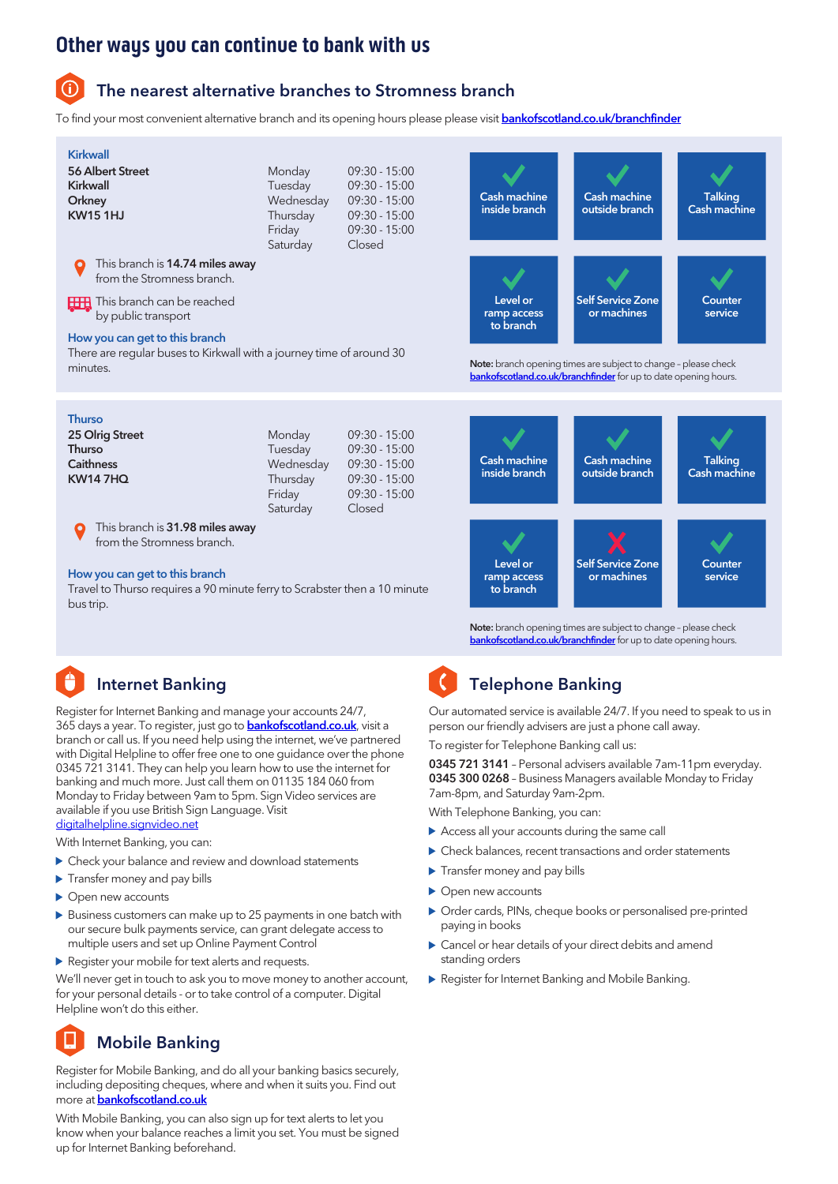# Other ways you can continue to bank with us

## The nearest alternative branches to Stromness branch

To find your most convenient alternative branch and its opening hours please please visit **bankofscotland.co.uk/branchfinder**

### Kirkwall

**56 Albert Street**
**Kirkwall**
**Orkney**
**KW15 1HJ**

| Day | Hours |
|---|---|
| Monday | 09:30 - 15:00 |
| Tuesday | 09:30 - 15:00 |
| Wednesday | 09:30 - 15:00 |
| Thursday | 09:30 - 15:00 |
| Friday | 09:30 - 15:00 |
| Saturday | Closed |

This branch is **14.74 miles away** from the Stromness branch.

This branch can be reached by public transport

**How you can get to this branch**

There are regular buses to Kirkwall with a journey time of around 30 minutes.

| Facility | Available |
|---|---|
| Cash machine inside branch | ✓ |
| Cash machine outside branch | ✓ |
| Talking Cash machine | ✓ |
| Level or ramp access to branch | ✓ |
| Self Service Zone or machines | ✓ |
| Counter service | ✓ |

**Note:** branch opening times are subject to change - please check bankofscotland.co.uk/branchfinder for up to date opening hours.

### Thurso

**25 Olrig Street**
**Thurso**
**Caithness**
**KW14 7HQ**

| Day | Hours |
|---|---|
| Monday | 09:30 - 15:00 |
| Tuesday | 09:30 - 15:00 |
| Wednesday | 09:30 - 15:00 |
| Thursday | 09:30 - 15:00 |
| Friday | 09:30 - 15:00 |
| Saturday | Closed |

This branch is **31.98 miles away** from the Stromness branch.

**How you can get to this branch**

Travel to Thurso requires a 90 minute ferry to Scrabster then a 10 minute bus trip.

| Facility | Available |
|---|---|
| Cash machine inside branch | ✓ |
| Cash machine outside branch | ✓ |
| Talking Cash machine | ✓ |
| Level or ramp access to branch | ✓ |
| Self Service Zone or machines | ✗ |
| Counter service | ✓ |

**Note:** branch opening times are subject to change - please check bankofscotland.co.uk/branchfinder for up to date opening hours.

## Internet Banking

Register for Internet Banking and manage your accounts 24/7, 365 days a year. To register, just go to **bankofscotland.co.uk**, visit a branch or call us. If you need help using the internet, we've partnered with Digital Helpline to offer free one to one guidance over the phone 0345 721 3141. They can help you learn how to use the internet for banking and much more. Just call them on 01135 184 060 from Monday to Friday between 9am to 5pm. Sign Video services are available if you use British Sign Language. Visit digitalhelpline.signvideo.net

With Internet Banking, you can:

- Check your balance and review and download statements
- Transfer money and pay bills
- Open new accounts
- Business customers can make up to 25 payments in one batch with our secure bulk payments service, can grant delegate access to multiple users and set up Online Payment Control
- Register your mobile for text alerts and requests.

We'll never get in touch to ask you to move money to another account, for your personal details - or to take control of a computer. Digital Helpline won't do this either.

## Mobile Banking

Register for Mobile Banking, and do all your banking basics securely, including depositing cheques, where and when it suits you. Find out more at **bankofscotland.co.uk**

With Mobile Banking, you can also sign up for text alerts to let you know when your balance reaches a limit you set. You must be signed up for Internet Banking beforehand.

## Telephone Banking

Our automated service is available 24/7. If you need to speak to us in person our friendly advisers are just a phone call away.

To register for Telephone Banking call us:

**0345 721 3141** – Personal advisers available 7am-11pm everyday.
**0345 300 0268** – Business Managers available Monday to Friday 7am-8pm, and Saturday 9am-2pm.

With Telephone Banking, you can:

- Access all your accounts during the same call
- Check balances, recent transactions and order statements
- Transfer money and pay bills
- Open new accounts
- Order cards, PINs, cheque books or personalised pre-printed paying in books
- Cancel or hear details of your direct debits and amend standing orders
- Register for Internet Banking and Mobile Banking.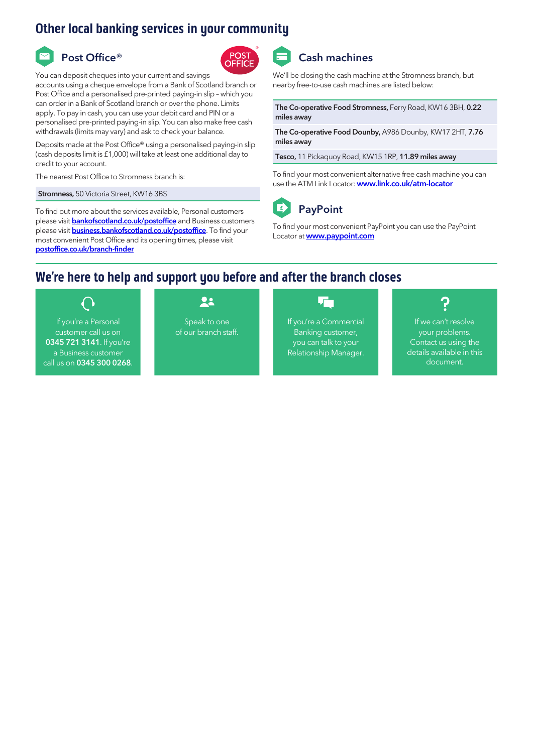# Other local banking services in your community

## Post Office®

You can deposit cheques into your current and savings accounts using a cheque envelope from a Bank of Scotland branch or Post Office and a personalised pre-printed paying-in slip – which you can order in a Bank of Scotland branch or over the phone. Limits apply. To pay in cash, you can use your debit card and PIN or a personalised pre-printed paying-in slip. You can also make free cash withdrawals (limits may vary) and ask to check your balance.

Deposits made at the Post Office® using a personalised paying-in slip (cash deposits limit is £1,000) will take at least one additional day to credit to your account.

The nearest Post Office to Stromness branch is:

**Stromness,** 50 Victoria Street, KW16 3BS

To find out more about the services available, Personal customers please visit **bankofscotland.co.uk/postoffice** and Business customers please visit **business.bankofscotland.co.uk/postoffice**. To find your most convenient Post Office and its opening times, please visit **postoffice.co.uk/branch-finder**

## Cash machines

We'll be closing the cash machine at the Stromness branch, but nearby free-to-use cash machines are listed below:

**The Co-operative Food Stromness,** Ferry Road, KW16 3BH, **0.22 miles away**

**The Co-operative Food Dounby,** A986 Dounby, KW17 2HT, **7.76 miles away**

**Tesco,** 11 Pickaquoy Road, KW15 1RP, **11.89 miles away**

To find your most convenient alternative free cash machine you can use the ATM Link Locator: **www.link.co.uk/atm-locator**

## PayPoint

To find your most convenient PayPoint you can use the PayPoint Locator at **www.paypoint.com**

# We're here to help and support you before and after the branch closes

If you're a Personal customer call us on **0345 721 3141**. If you're a Business customer call us on **0345 300 0268**.

Speak to one of our branch staff.

If you're a Commercial Banking customer, you can talk to your Relationship Manager.

If we can't resolve your problems. Contact us using the details available in this document.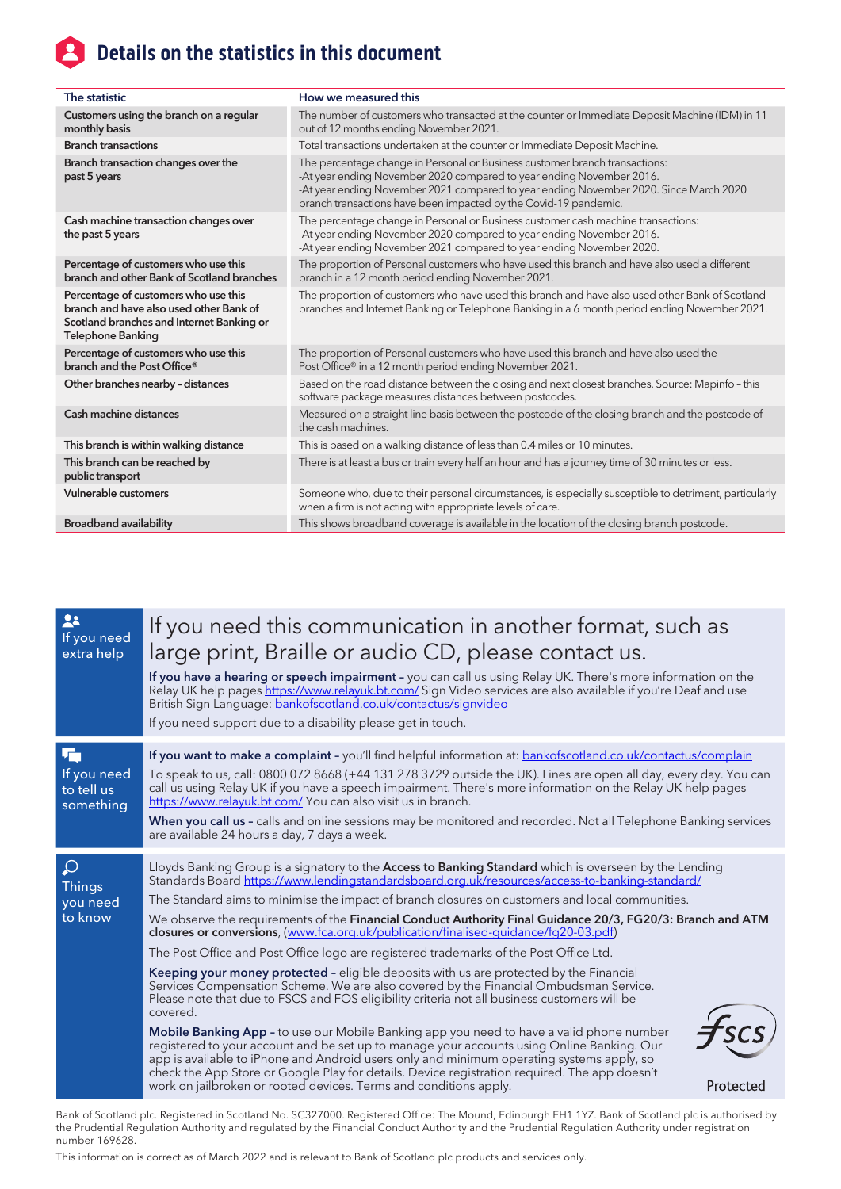# Details on the statistics in this document

| The statistic | How we measured this |
|---|---|
| Customers using the branch on a regular monthly basis | The number of customers who transacted at the counter or Immediate Deposit Machine (IDM) in 11 out of 12 months ending November 2021. |
| Branch transactions | Total transactions undertaken at the counter or Immediate Deposit Machine. |
| Branch transaction changes over the past 5 years | The percentage change in Personal or Business customer branch transactions:<br>-At year ending November 2020 compared to year ending November 2016.<br>-At year ending November 2021 compared to year ending November 2020. Since March 2020 branch transactions have been impacted by the Covid-19 pandemic. |
| Cash machine transaction changes over the past 5 years | The percentage change in Personal or Business customer cash machine transactions:<br>-At year ending November 2020 compared to year ending November 2016.<br>-At year ending November 2021 compared to year ending November 2020. |
| Percentage of customers who use this branch and other Bank of Scotland branches | The proportion of Personal customers who have used this branch and have also used a different branch in a 12 month period ending November 2021. |
| Percentage of customers who use this branch and have also used other Bank of Scotland branches and Internet Banking or Telephone Banking | The proportion of customers who have used this branch and have also used other Bank of Scotland branches and Internet Banking or Telephone Banking in a 6 month period ending November 2021. |
| Percentage of customers who use this branch and the Post Office® | The proportion of Personal customers who have used this branch and have also used the Post Office® in a 12 month period ending November 2021. |
| Other branches nearby - distances | Based on the road distance between the closing and next closest branches. Source: Mapinfo - this software package measures distances between postcodes. |
| Cash machine distances | Measured on a straight line basis between the postcode of the closing branch and the postcode of the cash machines. |
| This branch is within walking distance | This is based on a walking distance of less than 0.4 miles or 10 minutes. |
| This branch can be reached by public transport | There is at least a bus or train every half an hour and has a journey time of 30 minutes or less. |
| Vulnerable customers | Someone who, due to their personal circumstances, is especially susceptible to detriment, particularly when a firm is not acting with appropriate levels of care. |
| Broadband availability | This shows broadband coverage is available in the location of the closing branch postcode. |

## If you need extra help

If you need this communication in another format, such as large print, Braille or audio CD, please contact us.

**If you have a hearing or speech impairment** – you can call us using Relay UK. There's more information on the Relay UK help pages https://www.relayuk.bt.com/ Sign Video services are also available if you're Deaf and use British Sign Language: bankofscotland.co.uk/contactus/signvideo

If you need support due to a disability please get in touch.

## If you need to tell us something

**If you want to make a complaint** – you'll find helpful information at: bankofscotland.co.uk/contactus/complain

To speak to us, call: 0800 072 8668 (+44 131 278 3729 outside the UK). Lines are open all day, every day. You can call us using Relay UK if you have a speech impairment. There's more information on the Relay UK help pages https://www.relayuk.bt.com/ You can also visit us in branch.

**When you call us** – calls and online sessions may be monitored and recorded. Not all Telephone Banking services are available 24 hours a day, 7 days a week.

## Things you need to know

Lloyds Banking Group is a signatory to the **Access to Banking Standard** which is overseen by the Lending Standards Board https://www.lendingstandardsboard.org.uk/resources/access-to-banking-standard/

The Standard aims to minimise the impact of branch closures on customers and local communities.

We observe the requirements of the **Financial Conduct Authority Final Guidance 20/3, FG20/3: Branch and ATM closures or conversions**, (www.fca.org.uk/publication/finalised-guidance/fg20-03.pdf)

The Post Office and Post Office logo are registered trademarks of the Post Office Ltd.

**Keeping your money protected** – eligible deposits with us are protected by the Financial Services Compensation Scheme. We are also covered by the Financial Ombudsman Service. Please note that due to FSCS and FOS eligibility criteria not all business customers will be covered.

**Mobile Banking App** – to use our Mobile Banking app you need to have a valid phone number registered to your account and be set up to manage your accounts using Online Banking. Our app is available to iPhone and Android users only and minimum operating systems apply, so check the App Store or Google Play for details. Device registration required. The app doesn't work on jailbroken or rooted devices. Terms and conditions apply.

FSCS Protected

Bank of Scotland plc. Registered in Scotland No. SC327000. Registered Office: The Mound, Edinburgh EH1 1YZ. Bank of Scotland plc is authorised by the Prudential Regulation Authority and regulated by the Financial Conduct Authority and the Prudential Regulation Authority under registration number 169628.

This information is correct as of March 2022 and is relevant to Bank of Scotland plc products and services only.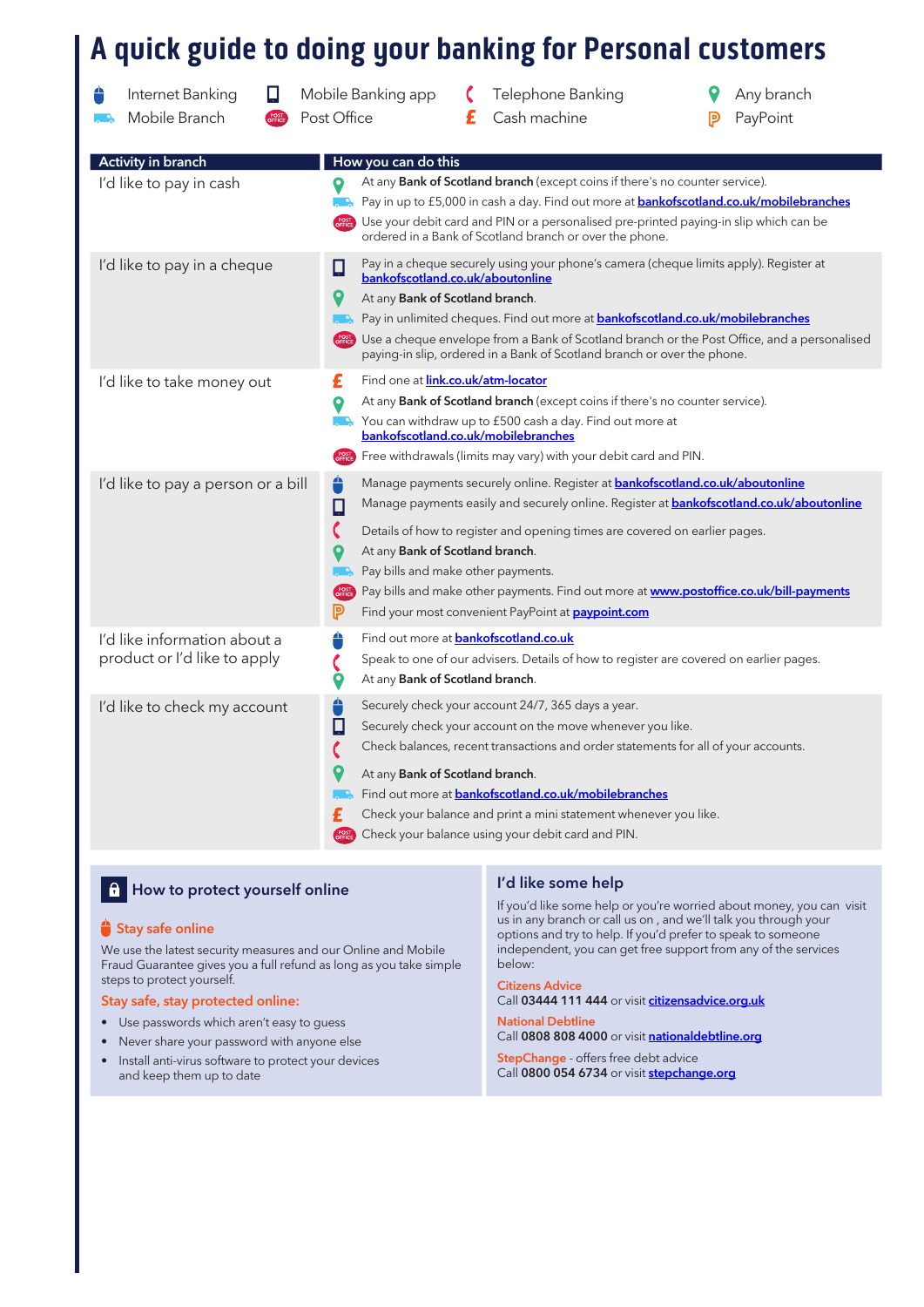# A quick guide to doing your banking for Personal customers

- Internet Banking
- Mobile Banking app
- Telephone Banking
- Any branch
- Mobile Branch
- Post Office
- Cash machine
- PayPoint

| Activity in branch | How you can do this |
|---|---|
| I'd like to pay in cash | Any branch: At any **Bank of Scotland branch** (except coins if there's no counter service).<br>Mobile Branch: Pay in up to £5,000 in cash a day. Find out more at bankofscotland.co.uk/mobilebranches<br>Post Office: Use your debit card and PIN or a personalised pre-printed paying-in slip which can be ordered in a Bank of Scotland branch or over the phone. |
| I'd like to pay in a cheque | Mobile Banking app: Pay in a cheque securely using your phone's camera (cheque limits apply). Register at bankofscotland.co.uk/aboutonline<br>Any branch: At any **Bank of Scotland branch**.<br>Mobile Branch: Pay in unlimited cheques. Find out more at bankofscotland.co.uk/mobilebranches<br>Post Office: Use a cheque envelope from a Bank of Scotland branch or the Post Office, and a personalised paying-in slip, ordered in a Bank of Scotland branch or over the phone. |
| I'd like to take money out | Cash machine: Find one at link.co.uk/atm-locator<br>Any branch: At any **Bank of Scotland branch** (except coins if there's no counter service).<br>Mobile Branch: You can withdraw up to £500 cash a day. Find out more at bankofscotland.co.uk/mobilebranches<br>Post Office: Free withdrawals (limits may vary) with your debit card and PIN. |
| I'd like to pay a person or a bill | Internet Banking: Manage payments securely online. Register at bankofscotland.co.uk/aboutonline<br>Mobile Banking app: Manage payments easily and securely online. Register at bankofscotland.co.uk/aboutonline<br>Telephone Banking: Details of how to register and opening times are covered on earlier pages.<br>Any branch: At any **Bank of Scotland branch**.<br>Mobile Branch: Pay bills and make other payments.<br>Post Office: Pay bills and make other payments. Find out more at www.postoffice.co.uk/bill-payments<br>PayPoint: Find your most convenient PayPoint at paypoint.com |
| I'd like information about a product or I'd like to apply | Internet Banking: Find out more at bankofscotland.co.uk<br>Telephone Banking: Speak to one of our advisers. Details of how to register are covered on earlier pages.<br>Any branch: At any **Bank of Scotland branch**. |
| I'd like to check my account | Internet Banking: Securely check your account 24/7, 365 days a year.<br>Mobile Banking app: Securely check your account on the move whenever you like.<br>Telephone Banking: Check balances, recent transactions and order statements for all of your accounts.<br>Any branch: At any **Bank of Scotland branch**.<br>Mobile Branch: Find out more at bankofscotland.co.uk/mobilebranches<br>Cash machine: Check your balance and print a mini statement whenever you like.<br>Post Office: Check your balance using your debit card and PIN. |

## How to protect yourself online

### Stay safe online

We use the latest security measures and our Online and Mobile Fraud Guarantee gives you a full refund as long as you take simple steps to protect yourself.

### Stay safe, stay protected online:

- Use passwords which aren't easy to guess
- Never share your password with anyone else
- Install anti-virus software to protect your devices and keep them up to date

## I'd like some help

If you'd like some help or you're worried about money, you can visit us in any branch or call us on , and we'll talk you through your options and try to help. If you'd prefer to speak to someone independent, you can get free support from any of the services below:

**Citizens Advice**
Call **03444 111 444** or visit citizensadvice.org.uk

**National Debtline**
Call **0808 808 4000** or visit nationaldebtline.org

**StepChange** - offers free debt advice
Call **0800 054 6734** or visit stepchange.org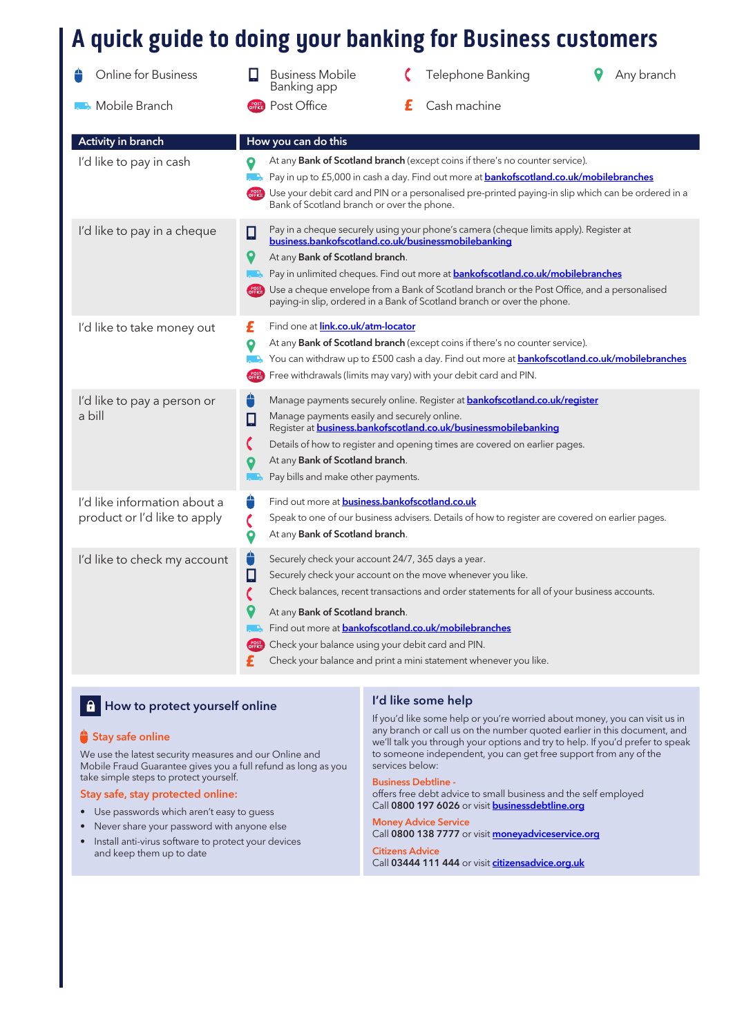# A quick guide to doing your banking for Business customers

- Online for Business
- Business Mobile Banking app
- Telephone Banking
- Any branch
- Mobile Branch
- Post Office
- Cash machine

| Activity in branch | How you can do this |
|---|---|
| I'd like to pay in cash | **Any branch:** At any **Bank of Scotland branch** (except coins if there's no counter service).<br>**Mobile Branch:** Pay in up to £5,000 in cash a day. Find out more at bankofscotland.co.uk/mobilebranches<br>**Post Office:** Use your debit card and PIN or a personalised pre-printed paying-in slip which can be ordered in a Bank of Scotland branch or over the phone. |
| I'd like to pay in a cheque | **Business Mobile Banking app:** Pay in a cheque securely using your phone's camera (cheque limits apply). Register at business.bankofscotland.co.uk/businessmobilebanking<br>**Any branch:** At any **Bank of Scotland branch**.<br>**Mobile Branch:** Pay in unlimited cheques. Find out more at bankofscotland.co.uk/mobilebranches<br>**Post Office:** Use a cheque envelope from a Bank of Scotland branch or the Post Office, and a personalised paying-in slip, ordered in a Bank of Scotland branch or over the phone. |
| I'd like to take money out | **Cash machine:** Find one at link.co.uk/atm-locator<br>**Any branch:** At any **Bank of Scotland branch** (except coins if there's no counter service).<br>**Mobile Branch:** You can withdraw up to £500 cash a day. Find out more at bankofscotland.co.uk/mobilebranches<br>**Post Office:** Free withdrawals (limits may vary) with your debit card and PIN. |
| I'd like to pay a person or a bill | **Online for Business:** Manage payments securely online. Register at bankofscotland.co.uk/register<br>**Business Mobile Banking app:** Manage payments easily and securely online. Register at business.bankofscotland.co.uk/businessmobilebanking<br>**Telephone Banking:** Details of how to register and opening times are covered on earlier pages.<br>**Any branch:** At any **Bank of Scotland branch**.<br>**Mobile Branch:** Pay bills and make other payments. |
| I'd like information about a product or I'd like to apply | **Online for Business:** Find out more at business.bankofscotland.co.uk<br>**Telephone Banking:** Speak to one of our business advisers. Details of how to register are covered on earlier pages.<br>**Any branch:** At any **Bank of Scotland branch**. |
| I'd like to check my account | **Online for Business:** Securely check your account 24/7, 365 days a year.<br>**Business Mobile Banking app:** Securely check your account on the move whenever you like.<br>**Telephone Banking:** Check balances, recent transactions and order statements for all of your business accounts.<br>**Any branch:** At any **Bank of Scotland branch**.<br>**Mobile Branch:** Find out more at bankofscotland.co.uk/mobilebranches<br>**Post Office:** Check your balance using your debit card and PIN.<br>**Cash machine:** Check your balance and print a mini statement whenever you like. |

## How to protect yourself online

### Stay safe online

We use the latest security measures and our Online and Mobile Fraud Guarantee gives you a full refund as long as you take simple steps to protect yourself.

### Stay safe, stay protected online:

- Use passwords which aren't easy to guess
- Never share your password with anyone else
- Install anti-virus software to protect your devices and keep them up to date

## I'd like some help

If you'd like some help or you're worried about money, you can visit us in any branch or call us on the number quoted earlier in this document, and we'll talk you through your options and try to help. If you'd prefer to speak to someone independent, you can get free support from any of the services below:

**Business Debtline -**
offers free debt advice to small business and the self employed
Call **0800 197 6026** or visit businessdebtline.org

**Money Advice Service**
Call **0800 138 7777** or visit moneyadviceservice.org

**Citizens Advice**
Call **03444 111 444** or visit citizensadvice.org.uk